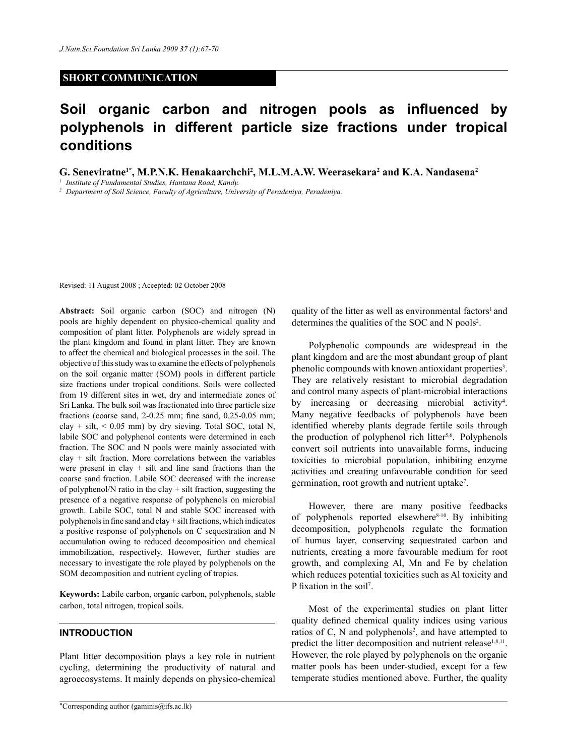**SHORT COMMUNICATION**

# Soil organic carbon and nitrogen pools as influenced by polyphenols in different particle size fractions under tropical conditions

**G. Seneviratne[1*], M.P.N.K. Henakaarchchi[2], M.L.M.A.W. Weerasekara[2] and K.A. Nandasena[2]**

[1] *Institute of Fundamental Studies, Hantana Road, Kandy.*

[2] *Department of Soil Science, Faculty of Agriculture, University of Peradeniya, Peradeniya.*

Revised: 11 August 2008 ; Accepted: 02 October 2008

**Abstract:** Soil organic carbon (SOC) and nitrogen (N) pools are highly dependent on physico-chemical quality and composition of plant litter. Polyphenols are widely spread in the plant kingdom and found in plant litter. They are known to affect the chemical and biological processes in the soil. The objective of this study was to examine the effects of polyphenols on the soil organic matter (SOM) pools in different particle size fractions under tropical conditions. Soils were collected from 19 different sites in wet, dry and intermediate zones of Sri Lanka. The bulk soil was fractionated into three particle size fractions (coarse sand, 2-0.25 mm; fine sand, 0.25-0.05 mm; clay + silt, < 0.05 mm) by dry sieving. Total SOC, total N, labile SOC and polyphenol contents were determined in each fraction. The SOC and N pools were mainly associated with clay + silt fraction. More correlations between the variables were present in clay + silt and fine sand fractions than the coarse sand fraction. Labile SOC decreased with the increase of polyphenol/N ratio in the clay + silt fraction, suggesting the presence of a negative response of polyphenols on microbial growth. Labile SOC, total N and stable SOC increased with polyphenols in fine sand and clay + silt fractions, which indicates a positive response of polyphenols on C sequestration and N accumulation owing to reduced decomposition and chemical immobilization, respectively. However, further studies are necessary to investigate the role played by polyphenols on the SOM decomposition and nutrient cycling of tropics.

**Keywords:** Labile carbon, organic carbon, polyphenols, stable carbon, total nitrogen, tropical soils.

## INTRODUCTION

Plant litter decomposition plays a key role in nutrient cycling, determining the productivity of natural and agroecosystems. It mainly depends on physico-chemical quality of the litter as well as environmental factors[1] and determines the qualities of the SOC and N pools[2].

Polyphenolic compounds are widespread in the plant kingdom and are the most abundant group of plant phenolic compounds with known antioxidant properties[3]. They are relatively resistant to microbial degradation and control many aspects of plant-microbial interactions by increasing or decreasing microbial activity[4]. Many negative feedbacks of polyphenols have been identified whereby plants degrade fertile soils through the production of polyphenol rich litter[5,6]. Polyphenols convert soil nutrients into unavailable forms, inducing toxicities to microbial population, inhibiting enzyme activities and creating unfavourable condition for seed germination, root growth and nutrient uptake[7].

However, there are many positive feedbacks of polyphenols reported elsewhere[8-10]. By inhibiting decomposition, polyphenols regulate the formation of humus layer, conserving sequestrated carbon and nutrients, creating a more favourable medium for root growth, and complexing Al, Mn and Fe by chelation which reduces potential toxicities such as Al toxicity and P fixation in the soil[7].

Most of the experimental studies on plant litter quality defined chemical quality indices using various ratios of C, N and polyphenols[2], and have attempted to predict the litter decomposition and nutrient release[1,8,11]. However, the role played by polyphenols on the organic matter pools has been under-studied, except for a few temperate studies mentioned above. Further, the quality

*Corresponding author (gaminis@ifs.ac.lk)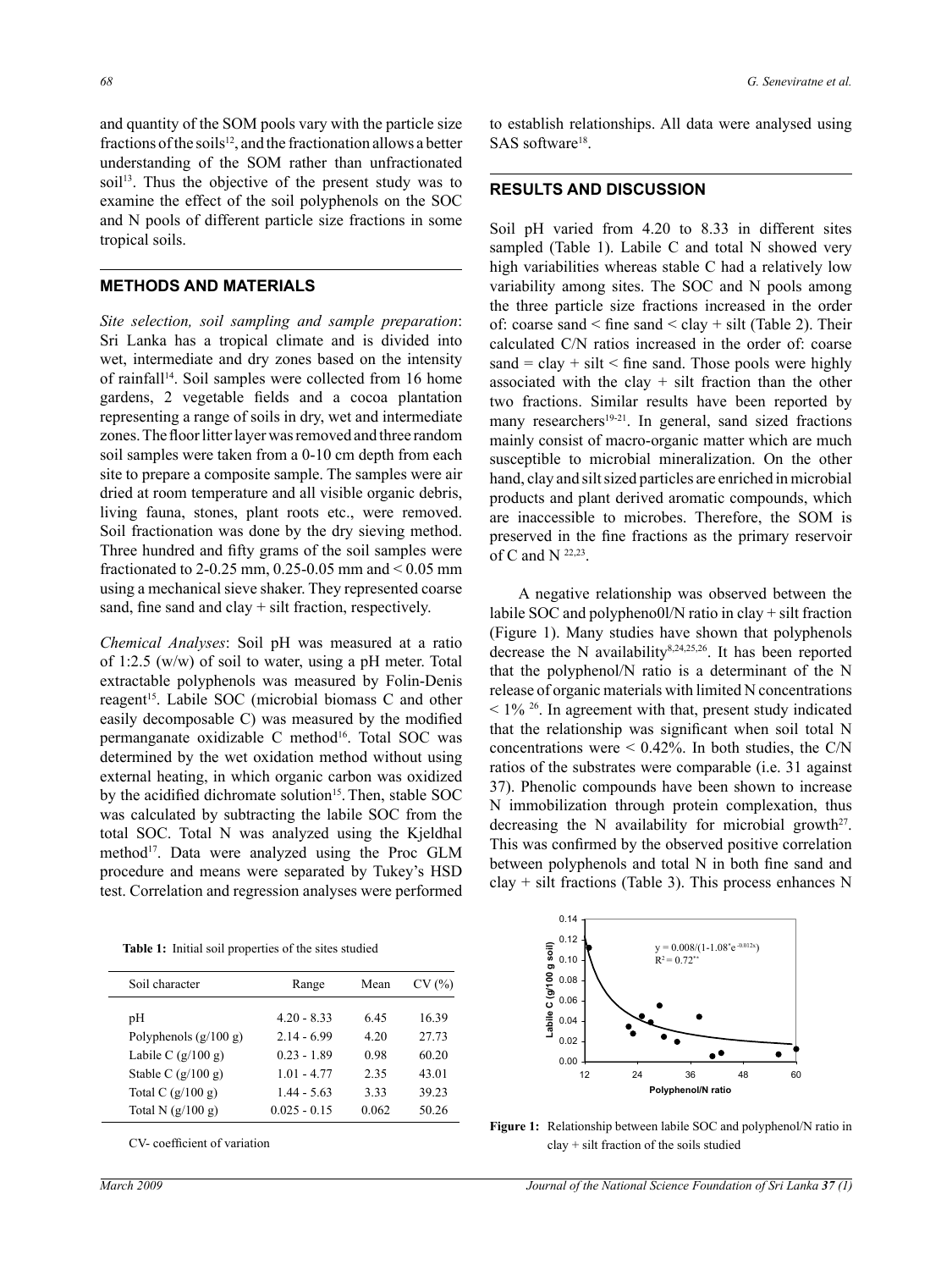and quantity of the SOM pools vary with the particle size fractions of the soils[12], and the fractionation allows a better understanding of the SOM rather than unfractionated soil[13]. Thus the objective of the present study was to examine the effect of the soil polyphenols on the SOC and N pools of different particle size fractions in some tropical soils.

## METHODS AND MATERIALS

*Site selection, soil sampling and sample preparation*: Sri Lanka has a tropical climate and is divided into wet, intermediate and dry zones based on the intensity of rainfall[14]. Soil samples were collected from 16 home gardens, 2 vegetable fields and a cocoa plantation representing a range of soils in dry, wet and intermediate zones. The floor litter layer was removed and three random soil samples were taken from a 0-10 cm depth from each site to prepare a composite sample. The samples were air dried at room temperature and all visible organic debris, living fauna, stones, plant roots etc., were removed. Soil fractionation was done by the dry sieving method. Three hundred and fifty grams of the soil samples were fractionated to 2-0.25 mm, 0.25-0.05 mm and < 0.05 mm using a mechanical sieve shaker. They represented coarse sand, fine sand and clay + silt fraction, respectively.

*Chemical Analyses*: Soil pH was measured at a ratio of 1:2.5 (w/w) of soil to water, using a pH meter. Total extractable polyphenols was measured by Folin-Denis reagent[15]. Labile SOC (microbial biomass C and other easily decomposable C) was measured by the modified permanganate oxidizable C method[16]. Total SOC was determined by the wet oxidation method without using external heating, in which organic carbon was oxidized by the acidified dichromate solution[15]. Then, stable SOC was calculated by subtracting the labile SOC from the total SOC. Total N was analyzed using the Kjeldhal method[17]. Data were analyzed using the Proc GLM procedure and means were separated by Tukey's HSD test. Correlation and regression analyses were performed to establish relationships. All data were analysed using SAS software[18].

**Table 1:** Initial soil properties of the sites studied

| Soil character | Range | Mean | CV (%) |
|---|---|---|---|
| pH | 4.20 - 8.33 | 6.45 | 16.39 |
| Polyphenols (g/100 g) | 2.14 - 6.99 | 4.20 | 27.73 |
| Labile C (g/100 g) | 0.23 - 1.89 | 0.98 | 60.20 |
| Stable C (g/100 g) | 1.01 - 4.77 | 2.35 | 43.01 |
| Total C (g/100 g) | 1.44 - 5.63 | 3.33 | 39.23 |
| Total N (g/100 g) | 0.025 - 0.15 | 0.062 | 50.26 |

CV- coefficient of variation

## RESULTS AND DISCUSSION

Soil pH varied from 4.20 to 8.33 in different sites sampled (Table 1). Labile C and total N showed very high variabilities whereas stable C had a relatively low variability among sites. The SOC and N pools among the three particle size fractions increased in the order of: coarse sand < fine sand < clay + silt (Table 2). Their calculated C/N ratios increased in the order of: coarse sand = clay + silt < fine sand. Those pools were highly associated with the clay + silt fraction than the other two fractions. Similar results have been reported by many researchers[19-21]. In general, sand sized fractions mainly consist of macro-organic matter which are much susceptible to microbial mineralization. On the other hand, clay and silt sized particles are enriched in microbial products and plant derived aromatic compounds, which are inaccessible to microbes. Therefore, the SOM is preserved in the fine fractions as the primary reservoir of C and N [22,23].

A negative relationship was observed between the labile SOC and polypheno0l/N ratio in clay + silt fraction (Figure 1). Many studies have shown that polyphenols decrease the N availability[8,24,25,26]. It has been reported that the polyphenol/N ratio is a determinant of the N release of organic materials with limited N concentrations < 1% [26]. In agreement with that, present study indicated that the relationship was significant when soil total N concentrations were < 0.42%. In both studies, the C/N ratios of the substrates were comparable (i.e. 31 against 37). Phenolic compounds have been shown to increase N immobilization through protein complexation, thus decreasing the N availability for microbial growth[27]. This was confirmed by the observed positive correlation between polyphenols and total N in both fine sand and clay + silt fractions (Table 3). This process enhances N

**Figure 1:** Relationship between labile SOC and polyphenol/N ratio in clay + silt fraction of the soils studied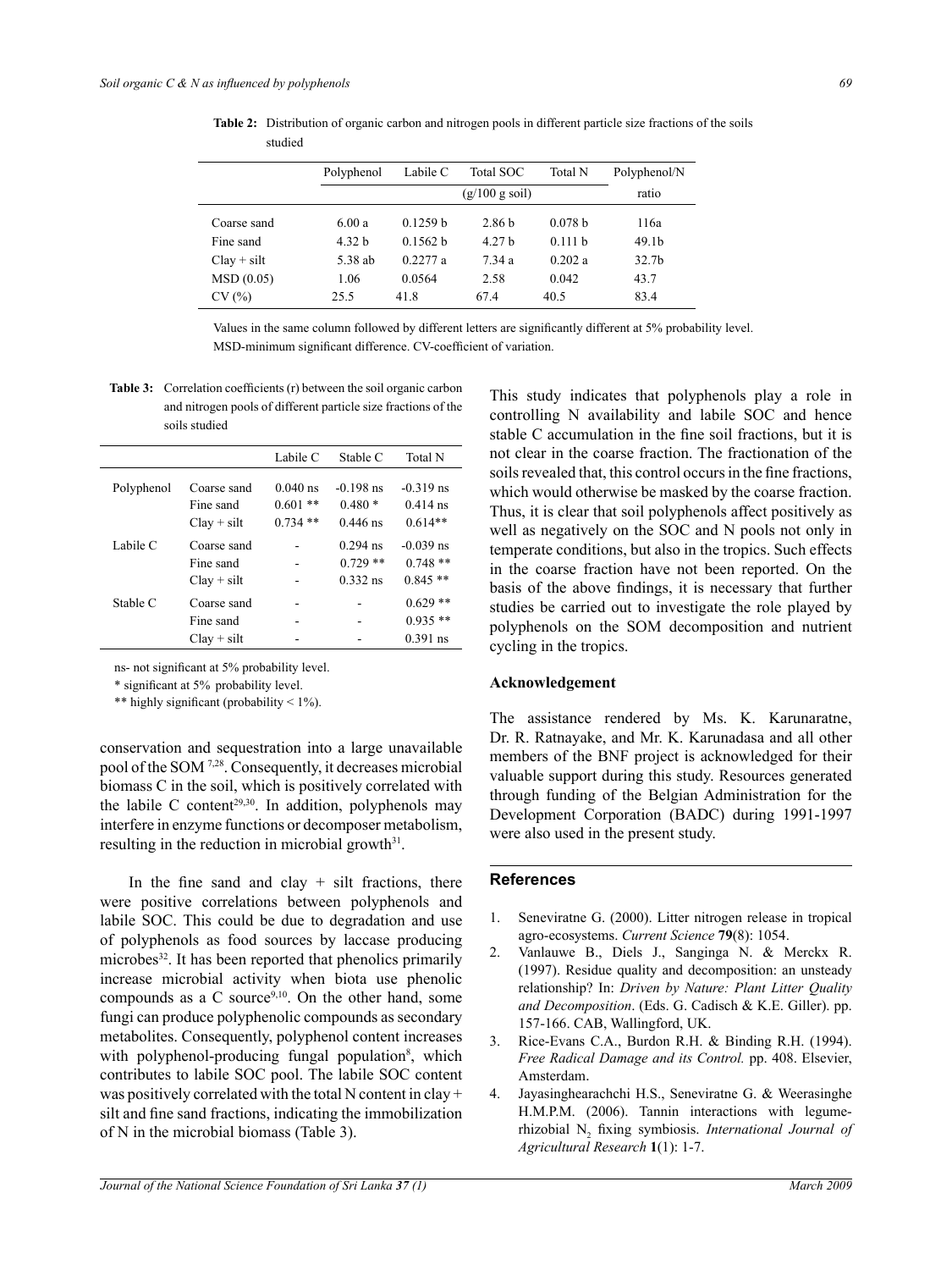**Table 2:** Distribution of organic carbon and nitrogen pools in different particle size fractions of the soils studied

| | Polyphenol | Labile C | Total SOC | Total N | Polyphenol/N |
|---|---|---|---|---|---|
| | (g/100 g soil) | | | | ratio |
| Coarse sand | 6.00 a | 0.1259 b | 2.86 b | 0.078 b | 116a |
| Fine sand | 4.32 b | 0.1562 b | 4.27 b | 0.111 b | 49.1b |
| Clay + silt | 5.38 ab | 0.2277 a | 7.34 a | 0.202 a | 32.7b |
| MSD (0.05) | 1.06 | 0.0564 | 2.58 | 0.042 | 43.7 |
| CV (%) | 25.5 | 41.8 | 67.4 | 40.5 | 83.4 |

Values in the same column followed by different letters are significantly different at 5% probability level.
MSD-minimum significant difference. CV-coefficient of variation.

**Table 3:** Correlation coefficients (r) between the soil organic carbon and nitrogen pools of different particle size fractions of the soils studied

| | | Labile C | Stable C | Total N |
|---|---|---|---|---|
| Polyphenol | Coarse sand | 0.040 ns | -0.198 ns | -0.319 ns |
| | Fine sand | 0.601 ** | 0.480 * | 0.414 ns |
| | Clay + silt | 0.734 ** | 0.446 ns | 0.614** |
| Labile C | Coarse sand | - | 0.294 ns | -0.039 ns |
| | Fine sand | - | 0.729 ** | 0.748 ** |
| | Clay + silt | - | 0.332 ns | 0.845 ** |
| Stable C | Coarse sand | - | - | 0.629 ** |
| | Fine sand | - | - | 0.935 ** |
| | Clay + silt | - | - | 0.391 ns |

ns- not significant at 5% probability level.
* significant at 5% probability level.
** highly significant (probability < 1%).

conservation and sequestration into a large unavailable pool of the SOM [7,28]. Consequently, it decreases microbial biomass C in the soil, which is positively correlated with the labile C content[29,30]. In addition, polyphenols may interfere in enzyme functions or decomposer metabolism, resulting in the reduction in microbial growth[31].

In the fine sand and clay + silt fractions, there were positive correlations between polyphenols and labile SOC. This could be due to degradation and use of polyphenols as food sources by laccase producing microbes[32]. It has been reported that phenolics primarily increase microbial activity when biota use phenolic compounds as a C source[9,10]. On the other hand, some fungi can produce polyphenolic compounds as secondary metabolites. Consequently, polyphenol content increases with polyphenol-producing fungal population[8], which contributes to labile SOC pool. The labile SOC content was positively correlated with the total N content in clay + silt and fine sand fractions, indicating the immobilization of N in the microbial biomass (Table 3).

This study indicates that polyphenols play a role in controlling N availability and labile SOC and hence stable C accumulation in the fine soil fractions, but it is not clear in the coarse fraction. The fractionation of the soils revealed that, this control occurs in the fine fractions, which would otherwise be masked by the coarse fraction. Thus, it is clear that soil polyphenols affect positively as well as negatively on the SOC and N pools not only in temperate conditions, but also in the tropics. Such effects in the coarse fraction have not been reported. On the basis of the above findings, it is necessary that further studies be carried out to investigate the role played by polyphenols on the SOM decomposition and nutrient cycling in the tropics.

## Acknowledgement

The assistance rendered by Ms. K. Karunaratne, Dr. R. Ratnayake, and Mr. K. Karunadasa and all other members of the BNF project is acknowledged for their valuable support during this study. Resources generated through funding of the Belgian Administration for the Development Corporation (BADC) during 1991-1997 were also used in the present study.

## References

1. Seneviratne G. (2000). Litter nitrogen release in tropical agro-ecosystems. *Current Science* **79**(8): 1054.
2. Vanlauwe B., Diels J., Sanginga N. & Merckx R. (1997). Residue quality and decomposition: an unsteady relationship? In: *Driven by Nature: Plant Litter Quality and Decomposition*. (Eds. G. Cadisch & K.E. Giller). pp. 157-166. CAB, Wallingford, UK.
3. Rice-Evans C.A., Burdon R.H. & Binding R.H. (1994). *Free Radical Damage and its Control.* pp. 408. Elsevier, Amsterdam.
4. Jayasinghearachchi H.S., Seneviratne G. & Weerasinghe H.M.P.M. (2006). Tannin interactions with legume-rhizobial $N_2$ fixing symbiosis. *International Journal of Agricultural Research* **1**(1): 1-7.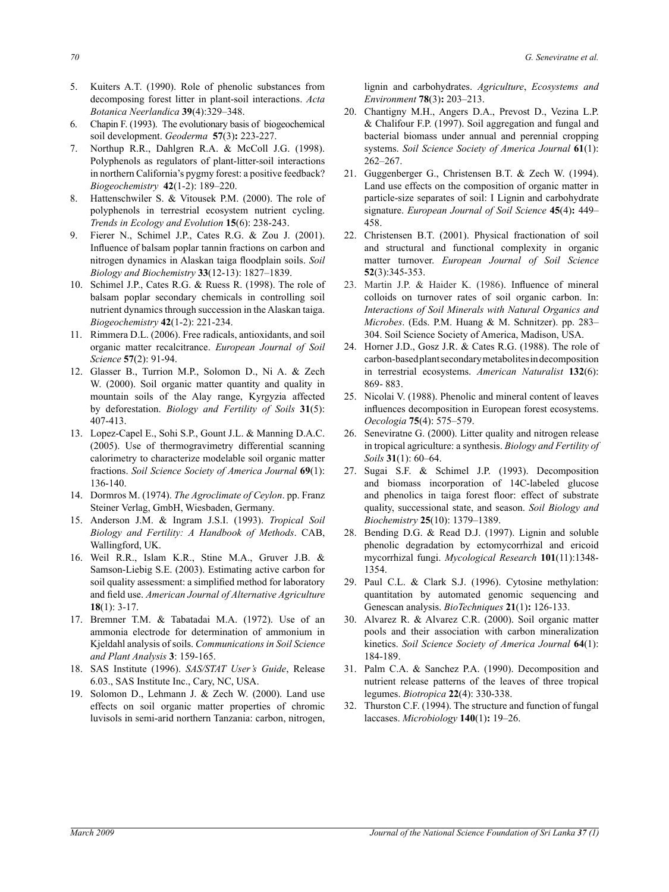5. Kuiters A.T. (1990). Role of phenolic substances from decomposing forest litter in plant-soil interactions. *Acta Botanica Neerlandica* **39**(4):329–348.
6. Chapin F. (1993). The evolutionary basis of biogeochemical soil development. *Geoderma* **57**(3)**:** 223-227.
7. Northup R.R., Dahlgren R.A. & McColl J.G. (1998). Polyphenols as regulators of plant-litter-soil interactions in northern California's pygmy forest: a positive feedback? *Biogeochemistry* **42**(1-2): 189–220.
8. Hattenschwiler S. & Vitousek P.M. (2000). The role of polyphenols in terrestrial ecosystem nutrient cycling. *Trends in Ecology and Evolution* **15**(6): 238-243.
9. Fierer N., Schimel J.P., Cates R.G. & Zou J. (2001). Influence of balsam poplar tannin fractions on carbon and nitrogen dynamics in Alaskan taiga floodplain soils. *Soil Biology and Biochemistry* **33**(12-13): 1827–1839.
10. Schimel J.P., Cates R.G. & Ruess R. (1998). The role of balsam poplar secondary chemicals in controlling soil nutrient dynamics through succession in the Alaskan taiga. *Biogeochemistry* **42**(1-2): 221-234.
11. Rimmera D.L. (2006). Free radicals, antioxidants, and soil organic matter recalcitrance. *European Journal of Soil Science* **57**(2): 91-94.
12. Glasser B., Turrion M.P., Solomon D., Ni A. & Zech W. (2000). Soil organic matter quantity and quality in mountain soils of the Alay range, Kyrgyzia affected by deforestation. *Biology and Fertility of Soils* **31**(5): 407-413.
13. Lopez-Capel E., Sohi S.P., Gount J.L. & Manning D.A.C. (2005). Use of thermogravimetry differential scanning calorimetry to characterize modelable soil organic matter fractions. *Soil Science Society of America Journal* **69**(1): 136-140.
14. Dormros M. (1974). *The Agroclimate of Ceylon*. pp. Franz Steiner Verlag, GmbH, Wiesbaden, Germany.
15. Anderson J.M. & Ingram J.S.I. (1993). *Tropical Soil Biology and Fertility: A Handbook of Methods*. CAB, Wallingford, UK.
16. Weil R.R., Islam K.R., Stine M.A., Gruver J.B. & Samson-Liebig S.E. (2003). Estimating active carbon for soil quality assessment: a simplified method for laboratory and field use. *American Journal of Alternative Agriculture* **18**(1): 3-17.
17. Bremner T.M. & Tabatadai M.A. (1972). Use of an ammonia electrode for determination of ammonium in Kjeldahl analysis of soils. *Communications in Soil Science and Plant Analysis* **3**: 159-165.
18. SAS Institute (1996). *SAS/STAT User's Guide*, Release 6.03., SAS Institute Inc., Cary, NC, USA.
19. Solomon D., Lehmann J. & Zech W. (2000). Land use effects on soil organic matter properties of chromic luvisols in semi-arid northern Tanzania: carbon, nitrogen, lignin and carbohydrates. *Agriculture*, *Ecosystems and Environment* **78**(3)**:** 203–213.
20. Chantigny M.H., Angers D.A., Prevost D., Vezina L.P. & Chalifour F.P. (1997). Soil aggregation and fungal and bacterial biomass under annual and perennial cropping systems. *Soil Science Society of America Journal* **61**(1): 262–267.
21. Guggenberger G., Christensen B.T. & Zech W. (1994). Land use effects on the composition of organic matter in particle-size separates of soil: I Lignin and carbohydrate signature. *European Journal of Soil Science* **45**(4)**:** 449–458.
22. Christensen B.T. (2001). Physical fractionation of soil and structural and functional complexity in organic matter turnover. *European Journal of Soil Science* **52**(3):345-353.
23. Martin J.P. & Haider K. (1986). Influence of mineral colloids on turnover rates of soil organic carbon. In: *Interactions of Soil Minerals with Natural Organics and Microbes*. (Eds. P.M. Huang & M. Schnitzer). pp. 283–304. Soil Science Society of America, Madison, USA.
24. Horner J.D., Gosz J.R. & Cates R.G. (1988). The role of carbon-based plant secondary metabolites in decomposition in terrestrial ecosystems. *American Naturalist* **132**(6): 869- 883.
25. Nicolai V. (1988). Phenolic and mineral content of leaves influences decomposition in European forest ecosystems. *Oecologia* **75**(4): 575–579.
26. Seneviratne G. (2000). Litter quality and nitrogen release in tropical agriculture: a synthesis. *Biology and Fertility of Soils* **31**(1): 60–64.
27. Sugai S.F. & Schimel J.P. (1993). Decomposition and biomass incorporation of 14C-labeled glucose and phenolics in taiga forest floor: effect of substrate quality, successional state, and season. *Soil Biology and Biochemistry* **25**(10): 1379–1389.
28. Bending D.G. & Read D.J. (1997). Lignin and soluble phenolic degradation by ectomycorrhizal and ericoid mycorrhizal fungi. *Mycological Research* **101**(11):1348-1354.
29. Paul C.L. & Clark S.J. (1996). Cytosine methylation: quantitation by automated genomic sequencing and Genescan analysis. *BioTechniques* **21**(1)**:** 126-133.
30. Alvarez R. & Alvarez C.R. (2000). Soil organic matter pools and their association with carbon mineralization kinetics. *Soil Science Society of America Journal* **64**(1): 184-189.
31. Palm C.A. & Sanchez P.A. (1990). Decomposition and nutrient release patterns of the leaves of three tropical legumes. *Biotropica* **22**(4): 330-338.
32. Thurston C.F. (1994). The structure and function of fungal laccases. *Microbiology* **140**(1)**:** 19–26.